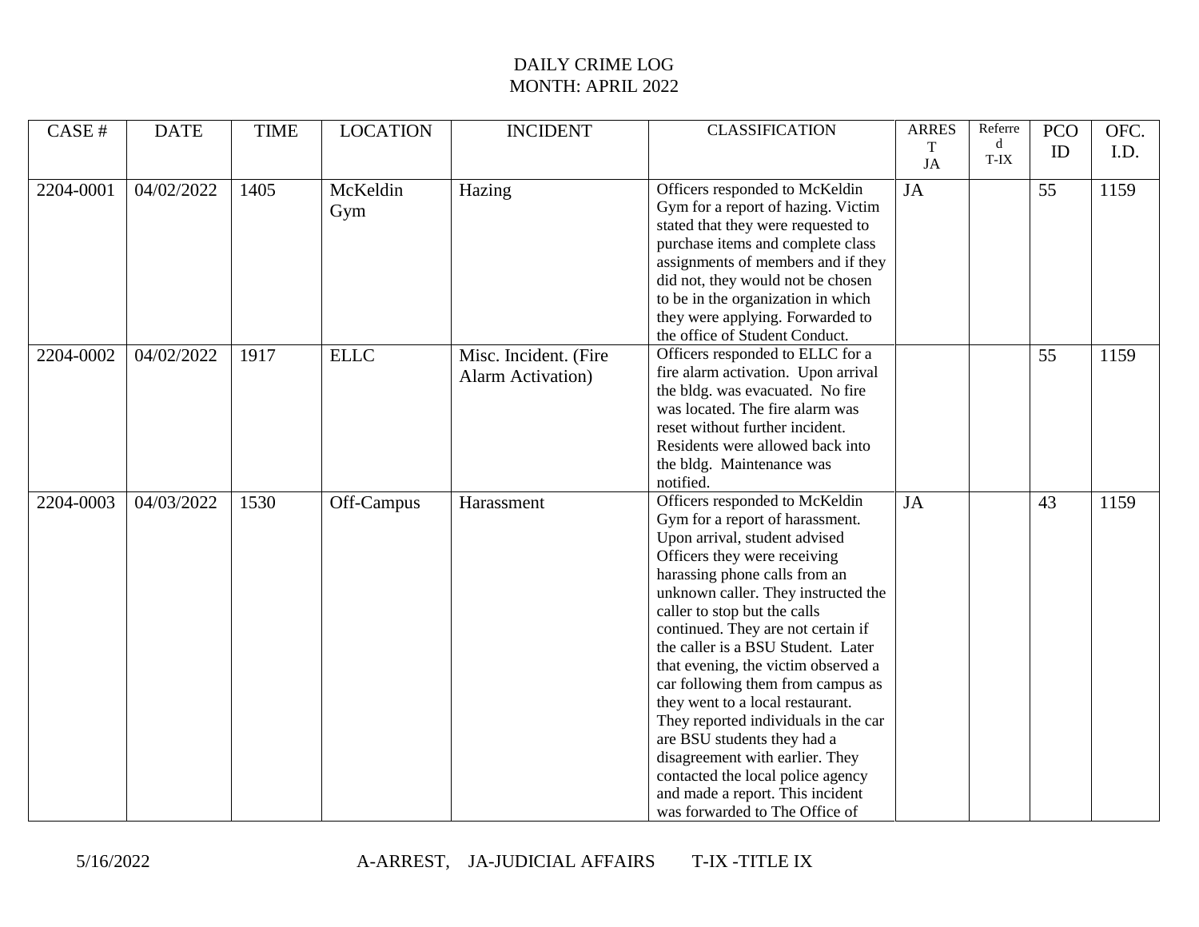DAILY CRIME LOG
MONTH: APRIL 2022

| CASE # | DATE | TIME | LOCATION | INCIDENT | CLASSIFICATION | ARREST JA | Referred T-IX | PCO ID | OFC. I.D. |
|---|---|---|---|---|---|---|---|---|---|
| 2204-0001 | 04/02/2022 | 1405 | McKeldin Gym | Hazing | Officers responded to McKeldin Gym for a report of hazing. Victim stated that they were requested to purchase items and complete class assignments of members and if they did not, they would not be chosen to be in the organization in which they were applying. Forwarded to the office of Student Conduct. | JA | | 55 | 1159 |
| 2204-0002 | 04/02/2022 | 1917 | ELLC | Misc. Incident. (Fire Alarm Activation) | Officers responded to ELLC for a fire alarm activation. Upon arrival the bldg. was evacuated. No fire was located. The fire alarm was reset without further incident. Residents were allowed back into the bldg. Maintenance was notified. | | | 55 | 1159 |
| 2204-0003 | 04/03/2022 | 1530 | Off-Campus | Harassment | Officers responded to McKeldin Gym for a report of harassment. Upon arrival, student advised Officers they were receiving harassing phone calls from an unknown caller. They instructed the caller to stop but the calls continued. They are not certain if the caller is a BSU Student. Later that evening, the victim observed a car following them from campus as they went to a local restaurant. They reported individuals in the car are BSU students they had a disagreement with earlier. They contacted the local police agency and made a report. This incident was forwarded to The Office of | JA | | 43 | 1159 |

5/16/2022 A-ARREST, JA-JUDICIAL AFFAIRS T-IX -TITLE IX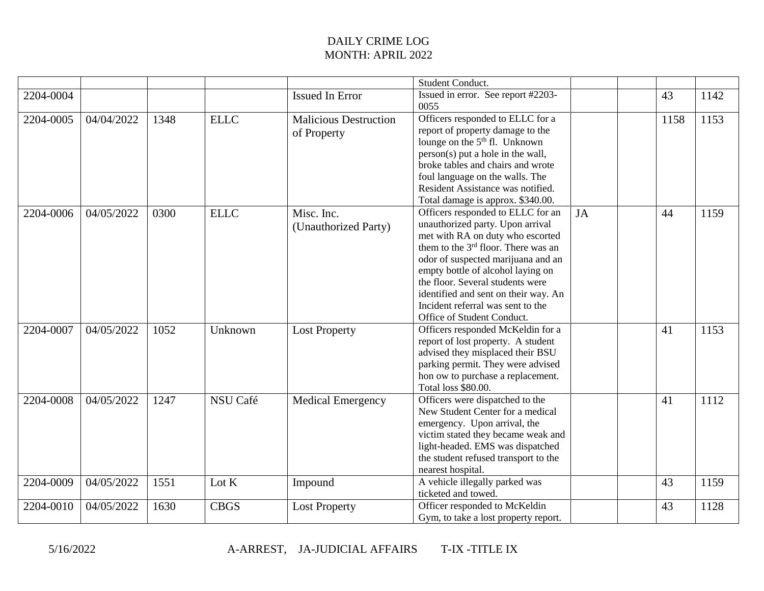DAILY CRIME LOG
MONTH: APRIL 2022

| | | | | | | | | | |
|---|---|---|---|---|---|---|---|---|---|
| | | | | | Student Conduct. | | | | |
| 2204-0004 | | | | Issued In Error | Issued in error. See report #2203-0055 | | | 43 | 1142 |
| 2204-0005 | 04/04/2022 | 1348 | ELLC | Malicious Destruction of Property | Officers responded to ELLC for a report of property damage to the lounge on the 5th fl. Unknown person(s) put a hole in the wall, broke tables and chairs and wrote foul language on the walls. The Resident Assistance was notified. Total damage is approx. $340.00. | | | 1158 | 1153 |
| 2204-0006 | 04/05/2022 | 0300 | ELLC | Misc. Inc. (Unauthorized Party) | Officers responded to ELLC for an unauthorized party. Upon arrival met with RA on duty who escorted them to the 3rd floor. There was an odor of suspected marijuana and an empty bottle of alcohol laying on the floor. Several students were identified and sent on their way. An Incident referral was sent to the Office of Student Conduct. | JA | | 44 | 1159 |
| 2204-0007 | 04/05/2022 | 1052 | Unknown | Lost Property | Officers responded McKeldin for a report of lost property. A student advised they misplaced their BSU parking permit. They were advised hon ow to purchase a replacement. Total loss $80.00. | | | 41 | 1153 |
| 2204-0008 | 04/05/2022 | 1247 | NSU Café | Medical Emergency | Officers were dispatched to the New Student Center for a medical emergency. Upon arrival, the victim stated they became weak and light-headed. EMS was dispatched the student refused transport to the nearest hospital. | | | 41 | 1112 |
| 2204-0009 | 04/05/2022 | 1551 | Lot K | Impound | A vehicle illegally parked was ticketed and towed. | | | 43 | 1159 |
| 2204-0010 | 04/05/2022 | 1630 | CBGS | Lost Property | Officer responded to McKeldin Gym, to take a lost property report. | | | 43 | 1128 |

5/16/2022 A-ARREST, JA-JUDICIAL AFFAIRS T-IX -TITLE IX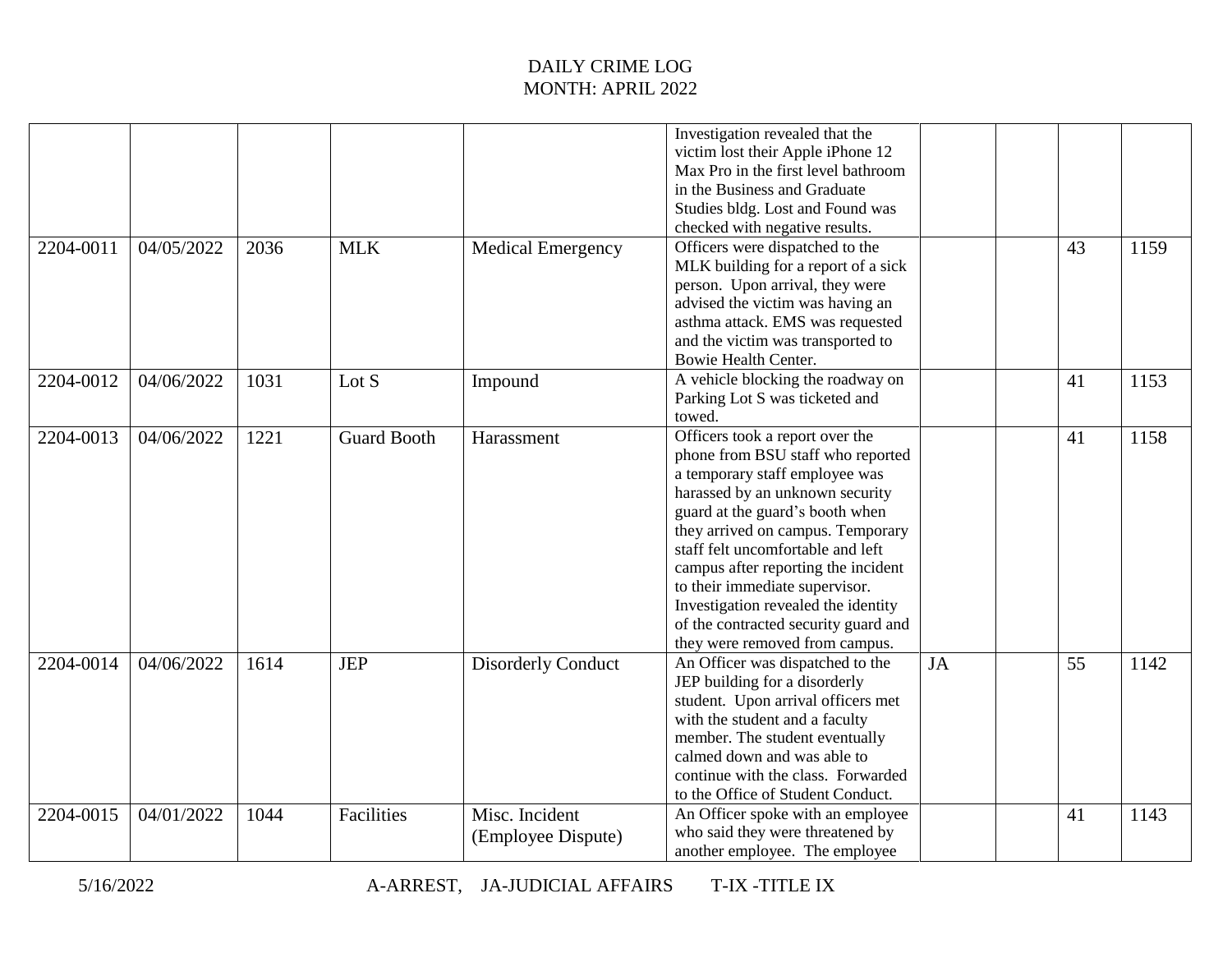# DAILY CRIME LOG
## MONTH: APRIL 2022

| | | | | | | | | | |
|---|---|---|---|---|---|---|---|---|---|
| | | | | | Investigation revealed that the victim lost their Apple iPhone 12 Max Pro in the first level bathroom in the Business and Graduate Studies bldg. Lost and Found was checked with negative results. | | | | |
| 2204-0011 | 04/05/2022 | 2036 | MLK | Medical Emergency | Officers were dispatched to the MLK building for a report of a sick person. Upon arrival, they were advised the victim was having an asthma attack. EMS was requested and the victim was transported to Bowie Health Center. | | | 43 | 1159 |
| 2204-0012 | 04/06/2022 | 1031 | Lot S | Impound | A vehicle blocking the roadway on Parking Lot S was ticketed and towed. | | | 41 | 1153 |
| 2204-0013 | 04/06/2022 | 1221 | Guard Booth | Harassment | Officers took a report over the phone from BSU staff who reported a temporary staff employee was harassed by an unknown security guard at the guard's booth when they arrived on campus. Temporary staff felt uncomfortable and left campus after reporting the incident to their immediate supervisor. Investigation revealed the identity of the contracted security guard and they were removed from campus. | | | 41 | 1158 |
| 2204-0014 | 04/06/2022 | 1614 | JEP | Disorderly Conduct | An Officer was dispatched to the JEP building for a disorderly student. Upon arrival officers met with the student and a faculty member. The student eventually calmed down and was able to continue with the class. Forwarded to the Office of Student Conduct. | JA | | 55 | 1142 |
| 2204-0015 | 04/01/2022 | 1044 | Facilities | Misc. Incident (Employee Dispute) | An Officer spoke with an employee who said they were threatened by another employee. The employee | | | 41 | 1143 |

5/16/2022 A-ARREST, JA-JUDICIAL AFFAIRS T-IX -TITLE IX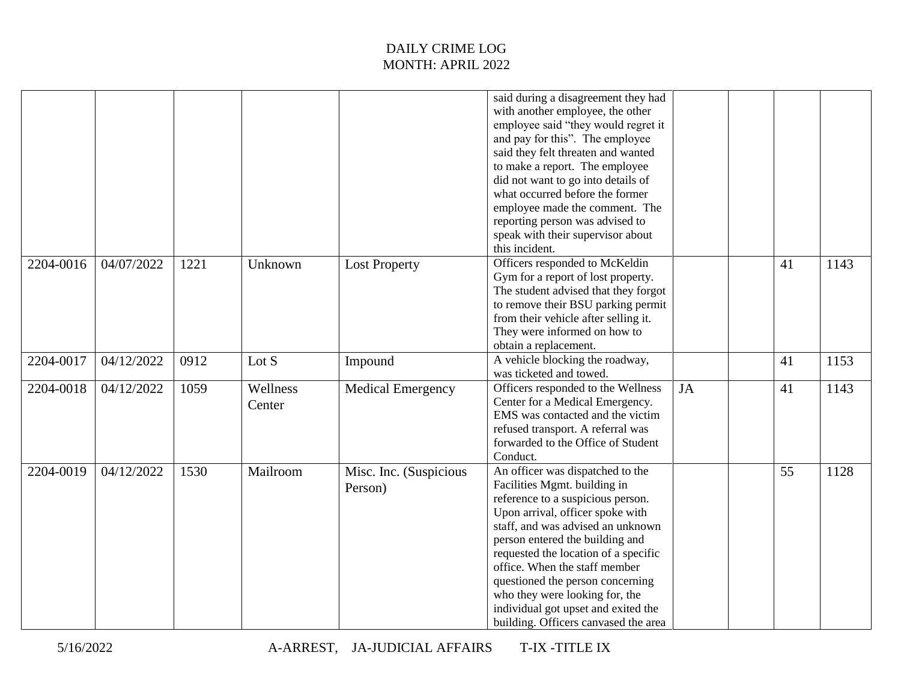# DAILY CRIME LOG
## MONTH: APRIL 2022

| | | | | | | | | | |
|---|---|---|---|---|---|---|---|---|---|
| | | | | | said during a disagreement they had with another employee, the other employee said "they would regret it and pay for this". The employee said they felt threaten and wanted to make a report. The employee did not want to go into details of what occurred before the former employee made the comment. The reporting person was advised to speak with their supervisor about this incident. | | | | |
| 2204-0016 | 04/07/2022 | 1221 | Unknown | Lost Property | Officers responded to McKeldin Gym for a report of lost property. The student advised that they forgot to remove their BSU parking permit from their vehicle after selling it. They were informed on how to obtain a replacement. | | | 41 | 1143 |
| 2204-0017 | 04/12/2022 | 0912 | Lot S | Impound | A vehicle blocking the roadway, was ticketed and towed. | | | 41 | 1153 |
| 2204-0018 | 04/12/2022 | 1059 | Wellness Center | Medical Emergency | Officers responded to the Wellness Center for a Medical Emergency. EMS was contacted and the victim refused transport. A referral was forwarded to the Office of Student Conduct. | JA | | 41 | 1143 |
| 2204-0019 | 04/12/2022 | 1530 | Mailroom | Misc. Inc. (Suspicious Person) | An officer was dispatched to the Facilities Mgmt. building in reference to a suspicious person. Upon arrival, officer spoke with staff, and was advised an unknown person entered the building and requested the location of a specific office. When the staff member questioned the person concerning who they were looking for, the individual got upset and exited the building. Officers canvased the area | | | 55 | 1128 |

5/16/2022 A-ARREST, JA-JUDICIAL AFFAIRS T-IX -TITLE IX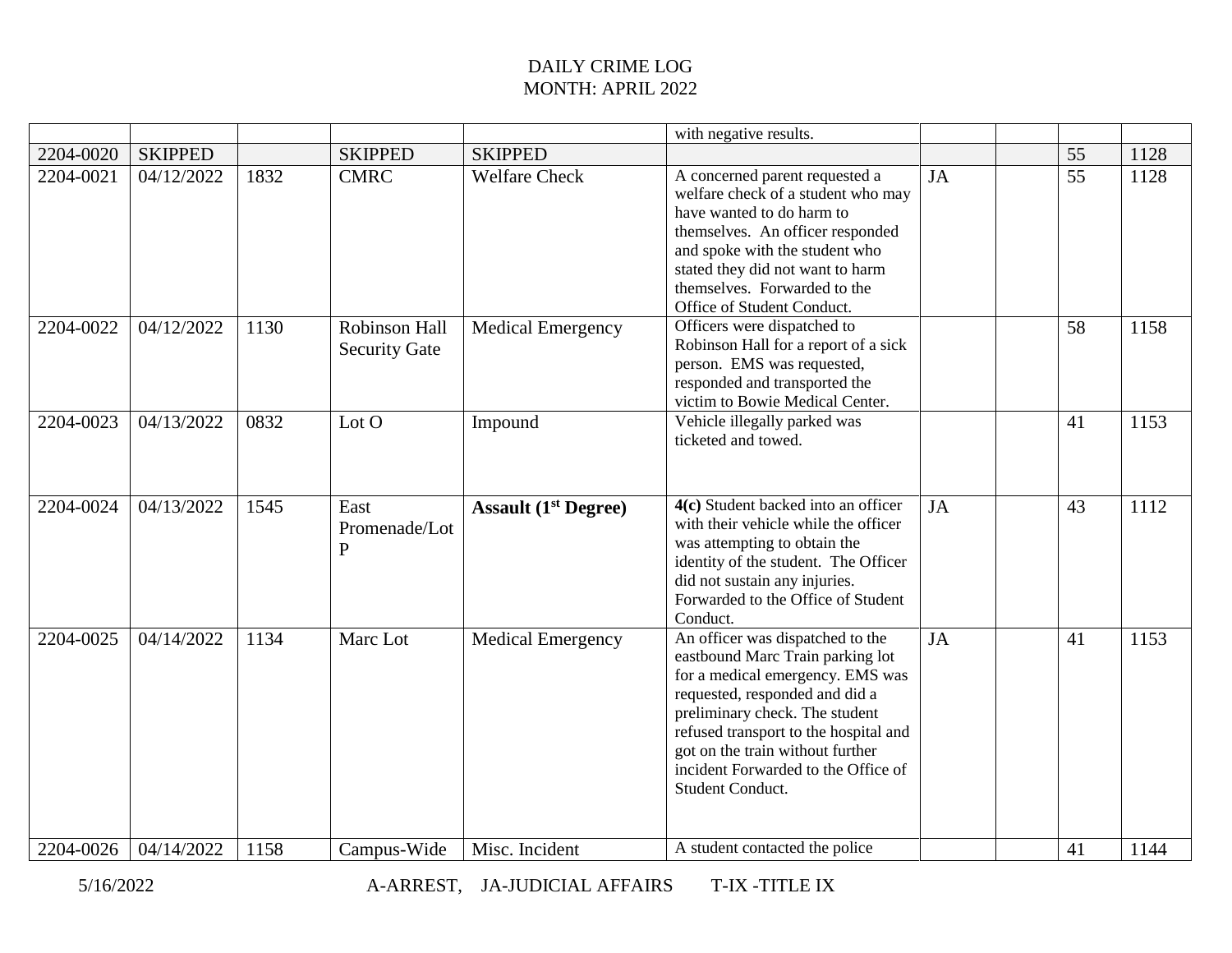DAILY CRIME LOG
MONTH: APRIL 2022

| | | | | | | | | | |
|---|---|---|---|---|---|---|---|---|---|
| | | | | | with negative results. | | | | |
| 2204-0020 | SKIPPED | | SKIPPED | SKIPPED | | | | 55 | 1128 |
| 2204-0021 | 04/12/2022 | 1832 | CMRC | Welfare Check | A concerned parent requested a welfare check of a student who may have wanted to do harm to themselves. An officer responded and spoke with the student who stated they did not want to harm themselves. Forwarded to the Office of Student Conduct. | JA | | 55 | 1128 |
| 2204-0022 | 04/12/2022 | 1130 | Robinson Hall Security Gate | Medical Emergency | Officers were dispatched to Robinson Hall for a report of a sick person. EMS was requested, responded and transported the victim to Bowie Medical Center. | | | 58 | 1158 |
| 2204-0023 | 04/13/2022 | 0832 | Lot O | Impound | Vehicle illegally parked was ticketed and towed. | | | 41 | 1153 |
| 2204-0024 | 04/13/2022 | 1545 | East Promenade/Lot P | **Assault (1st Degree)** | **4(c)** Student backed into an officer with their vehicle while the officer was attempting to obtain the identity of the student. The Officer did not sustain any injuries. Forwarded to the Office of Student Conduct. | JA | | 43 | 1112 |
| 2204-0025 | 04/14/2022 | 1134 | Marc Lot | Medical Emergency | An officer was dispatched to the eastbound Marc Train parking lot for a medical emergency. EMS was requested, responded and did a preliminary check. The student refused transport to the hospital and got on the train without further incident Forwarded to the Office of Student Conduct. | JA | | 41 | 1153 |
| 2204-0026 | 04/14/2022 | 1158 | Campus-Wide | Misc. Incident | A student contacted the police | | | 41 | 1144 |

5/16/2022 A-ARREST, JA-JUDICIAL AFFAIRS T-IX -TITLE IX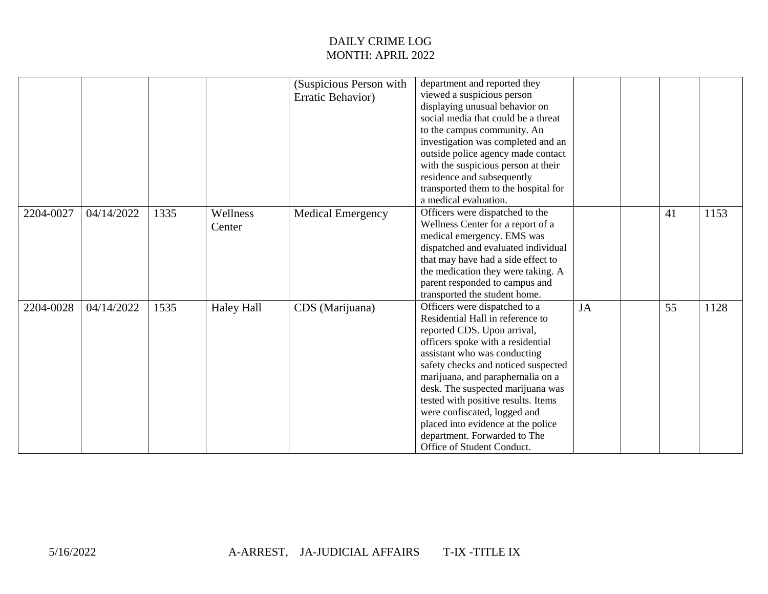# DAILY CRIME LOG
## MONTH: APRIL 2022

| | | | | | | | | | |
|---|---|---|---|---|---|---|---|---|---|
| | | | | (Suspicious Person with Erratic Behavior) | department and reported they viewed a suspicious person displaying unusual behavior on social media that could be a threat to the campus community. An investigation was completed and an outside police agency made contact with the suspicious person at their residence and subsequently transported them to the hospital for a medical evaluation. | | | | |
| 2204-0027 | 04/14/2022 | 1335 | Wellness Center | Medical Emergency | Officers were dispatched to the Wellness Center for a report of a medical emergency. EMS was dispatched and evaluated individual that may have had a side effect to the medication they were taking. A parent responded to campus and transported the student home. | | | 41 | 1153 |
| 2204-0028 | 04/14/2022 | 1535 | Haley Hall | CDS (Marijuana) | Officers were dispatched to a Residential Hall in reference to reported CDS. Upon arrival, officers spoke with a residential assistant who was conducting safety checks and noticed suspected marijuana, and paraphernalia on a desk. The suspected marijuana was tested with positive results. Items were confiscated, logged and placed into evidence at the police department. Forwarded to The Office of Student Conduct. | JA | | 55 | 1128 |

5/16/2022 A-ARREST, JA-JUDICIAL AFFAIRS T-IX -TITLE IX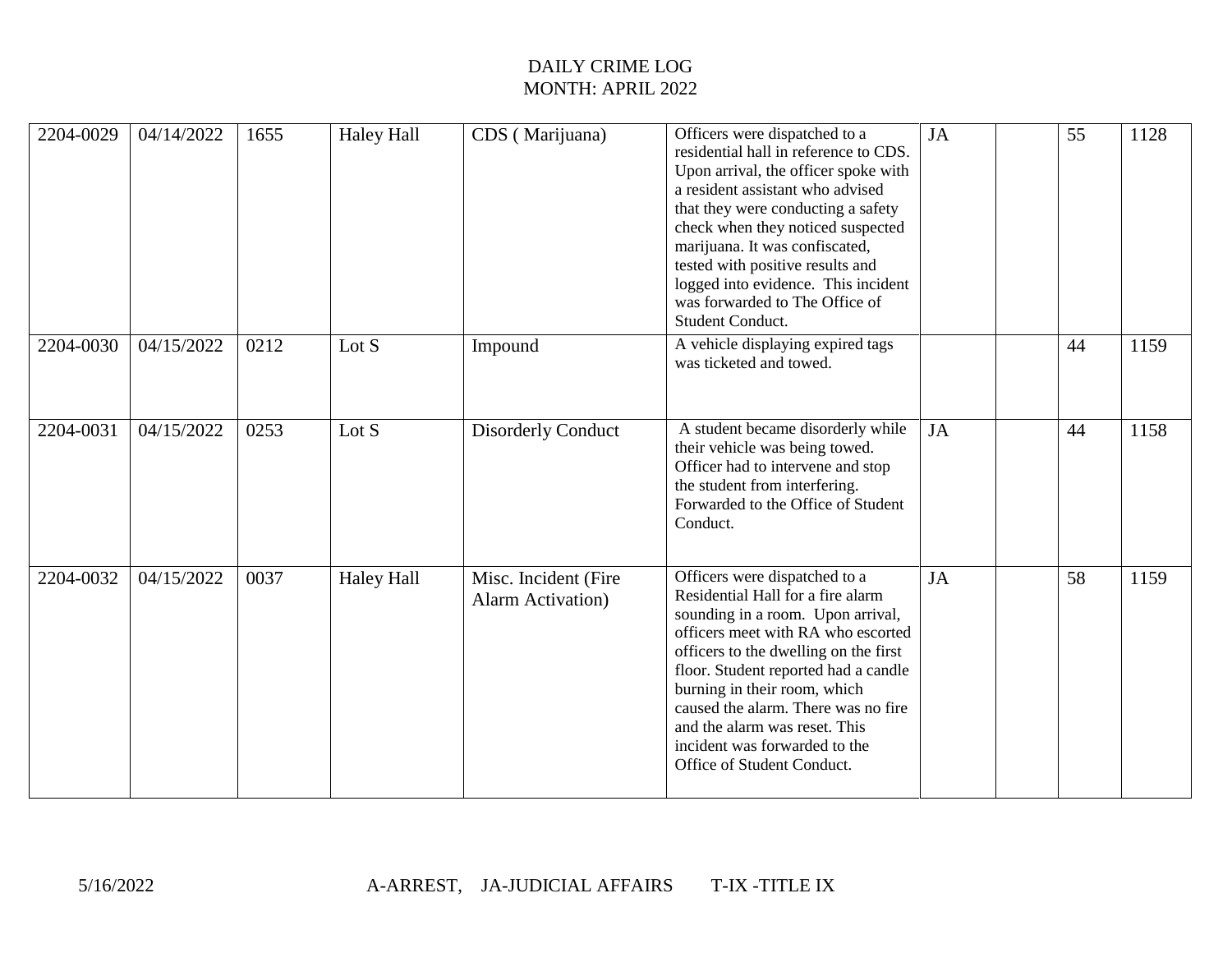DAILY CRIME LOG
MONTH: APRIL 2022

| | | | | | | | | | |
|---|---|---|---|---|---|---|---|---|---|
| 2204-0029 | 04/14/2022 | 1655 | Haley Hall | CDS ( Marijuana) | Officers were dispatched to a residential hall in reference to CDS. Upon arrival, the officer spoke with a resident assistant who advised that they were conducting a safety check when they noticed suspected marijuana. It was confiscated, tested with positive results and logged into evidence. This incident was forwarded to The Office of Student Conduct. | JA | | 55 | 1128 |
| 2204-0030 | 04/15/2022 | 0212 | Lot S | Impound | A vehicle displaying expired tags was ticketed and towed. | | | 44 | 1159 |
| 2204-0031 | 04/15/2022 | 0253 | Lot S | Disorderly Conduct | A student became disorderly while their vehicle was being towed. Officer had to intervene and stop the student from interfering. Forwarded to the Office of Student Conduct. | JA | | 44 | 1158 |
| 2204-0032 | 04/15/2022 | 0037 | Haley Hall | Misc. Incident (Fire Alarm Activation) | Officers were dispatched to a Residential Hall for a fire alarm sounding in a room. Upon arrival, officers meet with RA who escorted officers to the dwelling on the first floor. Student reported had a candle burning in their room, which caused the alarm. There was no fire and the alarm was reset. This incident was forwarded to the Office of Student Conduct. | JA | | 58 | 1159 |

5/16/2022 A-ARREST, JA-JUDICIAL AFFAIRS T-IX -TITLE IX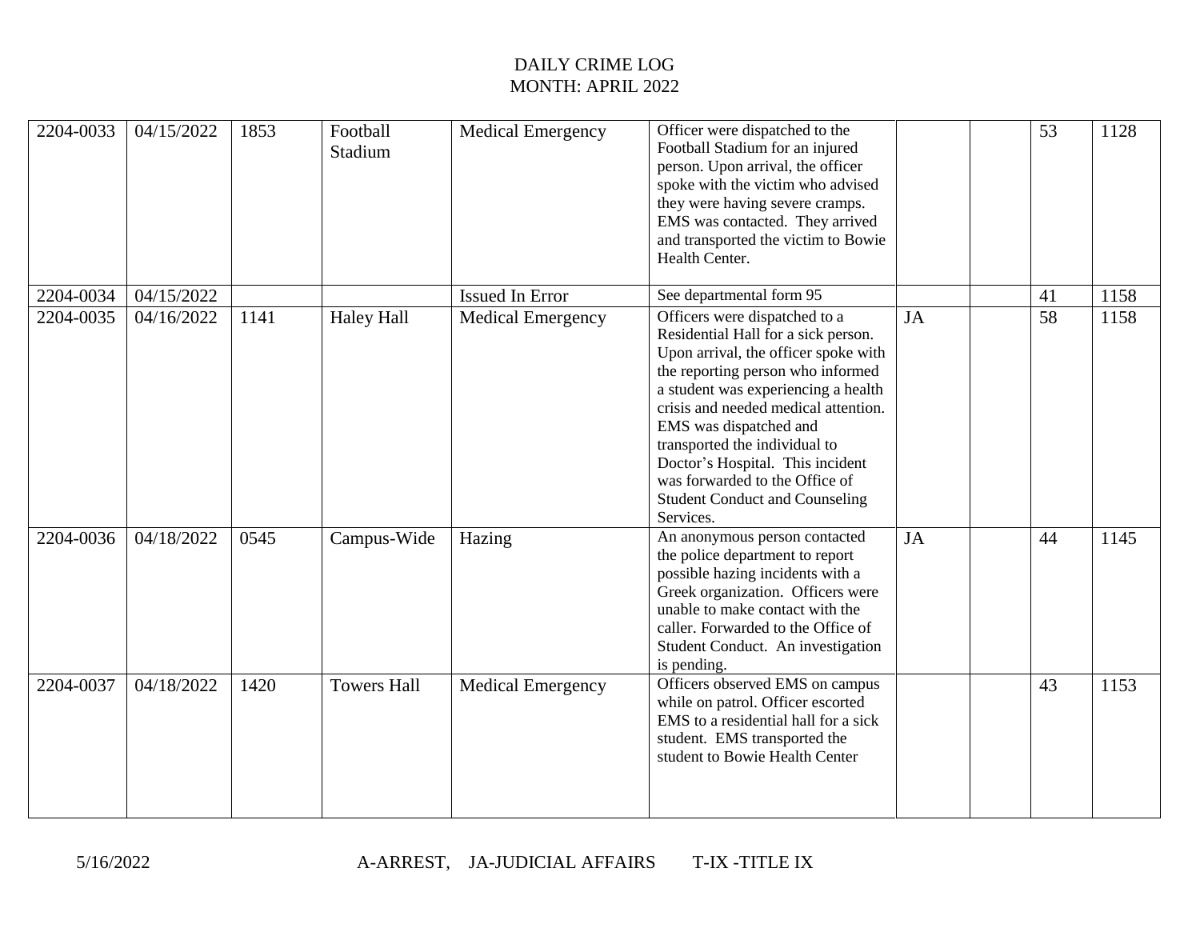DAILY CRIME LOG
MONTH: APRIL 2022

| | | | | | | | | | |
|---|---|---|---|---|---|---|---|---|---|
| 2204-0033 | 04/15/2022 | 1853 | Football Stadium | Medical Emergency | Officer were dispatched to the Football Stadium for an injured person. Upon arrival, the officer spoke with the victim who advised they were having severe cramps. EMS was contacted. They arrived and transported the victim to Bowie Health Center. | | | 53 | 1128 |
| 2204-0034 | 04/15/2022 | | | Issued In Error | See departmental form 95 | | | 41 | 1158 |
| 2204-0035 | 04/16/2022 | 1141 | Haley Hall | Medical Emergency | Officers were dispatched to a Residential Hall for a sick person. Upon arrival, the officer spoke with the reporting person who informed a student was experiencing a health crisis and needed medical attention. EMS was dispatched and transported the individual to Doctor's Hospital. This incident was forwarded to the Office of Student Conduct and Counseling Services. | JA | | 58 | 1158 |
| 2204-0036 | 04/18/2022 | 0545 | Campus-Wide | Hazing | An anonymous person contacted the police department to report possible hazing incidents with a Greek organization. Officers were unable to make contact with the caller. Forwarded to the Office of Student Conduct. An investigation is pending. | JA | | 44 | 1145 |
| 2204-0037 | 04/18/2022 | 1420 | Towers Hall | Medical Emergency | Officers observed EMS on campus while on patrol. Officer escorted EMS to a residential hall for a sick student. EMS transported the student to Bowie Health Center | | | 43 | 1153 |

5/16/2022 A-ARREST, JA-JUDICIAL AFFAIRS T-IX -TITLE IX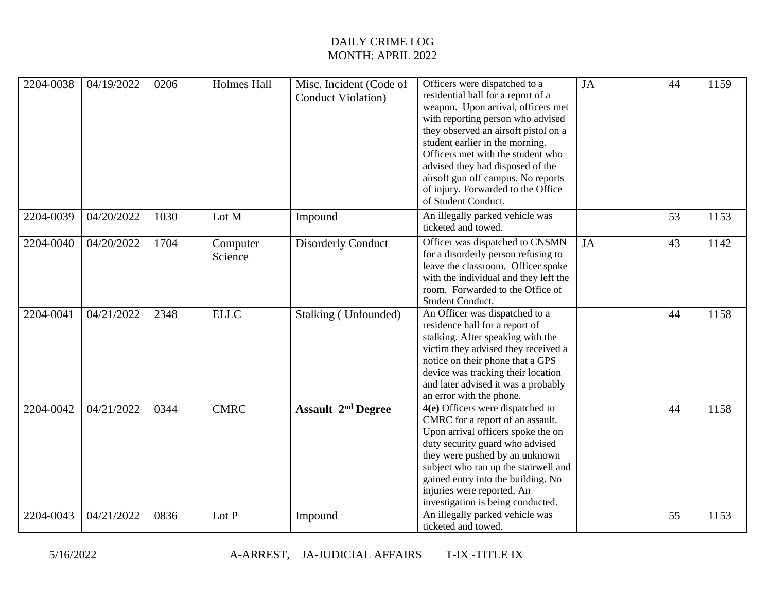DAILY CRIME LOG
MONTH: APRIL 2022

| | | | | | | | | | |
|---|---|---|---|---|---|---|---|---|---|
| 2204-0038 | 04/19/2022 | 0206 | Holmes Hall | Misc. Incident (Code of Conduct Violation) | Officers were dispatched to a residential hall for a report of a weapon. Upon arrival, officers met with reporting person who advised they observed an airsoft pistol on a student earlier in the morning. Officers met with the student who advised they had disposed of the airsoft gun off campus. No reports of injury. Forwarded to the Office of Student Conduct. | JA | | 44 | 1159 |
| 2204-0039 | 04/20/2022 | 1030 | Lot M | Impound | An illegally parked vehicle was ticketed and towed. | | | 53 | 1153 |
| 2204-0040 | 04/20/2022 | 1704 | Computer Science | Disorderly Conduct | Officer was dispatched to CNSMN for a disorderly person refusing to leave the classroom. Officer spoke with the individual and they left the room. Forwarded to the Office of Student Conduct. | JA | | 43 | 1142 |
| 2204-0041 | 04/21/2022 | 2348 | ELLC | Stalking ( Unfounded) | An Officer was dispatched to a residence hall for a report of stalking. After speaking with the victim they advised they received a notice on their phone that a GPS device was tracking their location and later advised it was a probably an error with the phone. | | | 44 | 1158 |
| 2204-0042 | 04/21/2022 | 0344 | CMRC | **Assault 2nd Degree** | **4(e)** Officers were dispatched to CMRC for a report of an assault. Upon arrival officers spoke the on duty security guard who advised they were pushed by an unknown subject who ran up the stairwell and gained entry into the building. No injuries were reported. An investigation is being conducted. | | | 44 | 1158 |
| 2204-0043 | 04/21/2022 | 0836 | Lot P | Impound | An illegally parked vehicle was ticketed and towed. | | | 55 | 1153 |

5/16/2022 A-ARREST, JA-JUDICIAL AFFAIRS T-IX -TITLE IX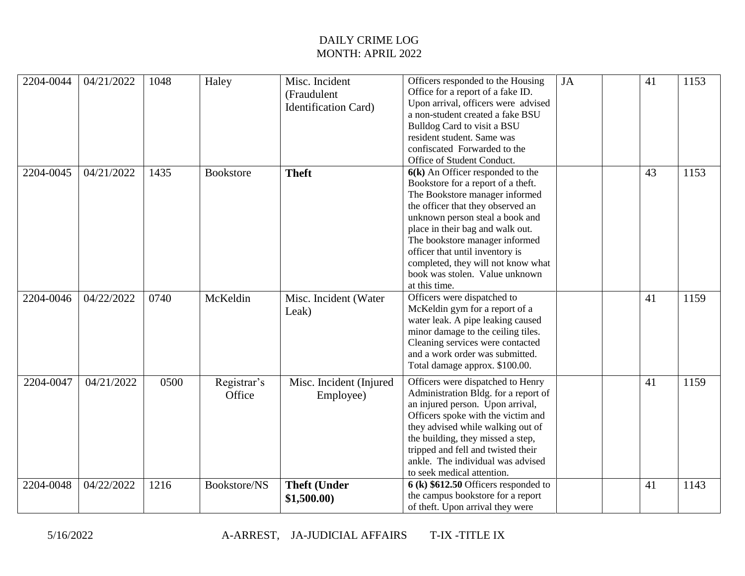DAILY CRIME LOG
MONTH: APRIL 2022

| | | | | | | | | | |
|---|---|---|---|---|---|---|---|---|---|
| 2204-0044 | 04/21/2022 | 1048 | Haley | Misc. Incident (Fraudulent Identification Card) | Officers responded to the Housing Office for a report of a fake ID. Upon arrival, officers were advised a non-student created a fake BSU Bulldog Card to visit a BSU resident student. Same was confiscated Forwarded to the Office of Student Conduct. | JA | | 41 | 1153 |
| 2204-0045 | 04/21/2022 | 1435 | Bookstore | **Theft** | **6(k)** An Officer responded to the Bookstore for a report of a theft. The Bookstore manager informed the officer that they observed an unknown person steal a book and place in their bag and walk out. The bookstore manager informed officer that until inventory is completed, they will not know what book was stolen. Value unknown at this time. | | | 43 | 1153 |
| 2204-0046 | 04/22/2022 | 0740 | McKeldin | Misc. Incident (Water Leak) | Officers were dispatched to McKeldin gym for a report of a water leak. A pipe leaking caused minor damage to the ceiling tiles. Cleaning services were contacted and a work order was submitted. Total damage approx. $100.00. | | | 41 | 1159 |
| 2204-0047 | 04/21/2022 | 0500 | Registrar's Office | Misc. Incident (Injured Employee) | Officers were dispatched to Henry Administration Bldg. for a report of an injured person. Upon arrival, Officers spoke with the victim and they advised while walking out of the building, they missed a step, tripped and fell and twisted their ankle. The individual was advised to seek medical attention. | | | 41 | 1159 |
| 2204-0048 | 04/22/2022 | 1216 | Bookstore/NS | **Theft (Under $1,500.00)** | **6 (k) $612.50** Officers responded to the campus bookstore for a report of theft. Upon arrival they were | | | 41 | 1143 |

5/16/2022 A-ARREST, JA-JUDICIAL AFFAIRS T-IX -TITLE IX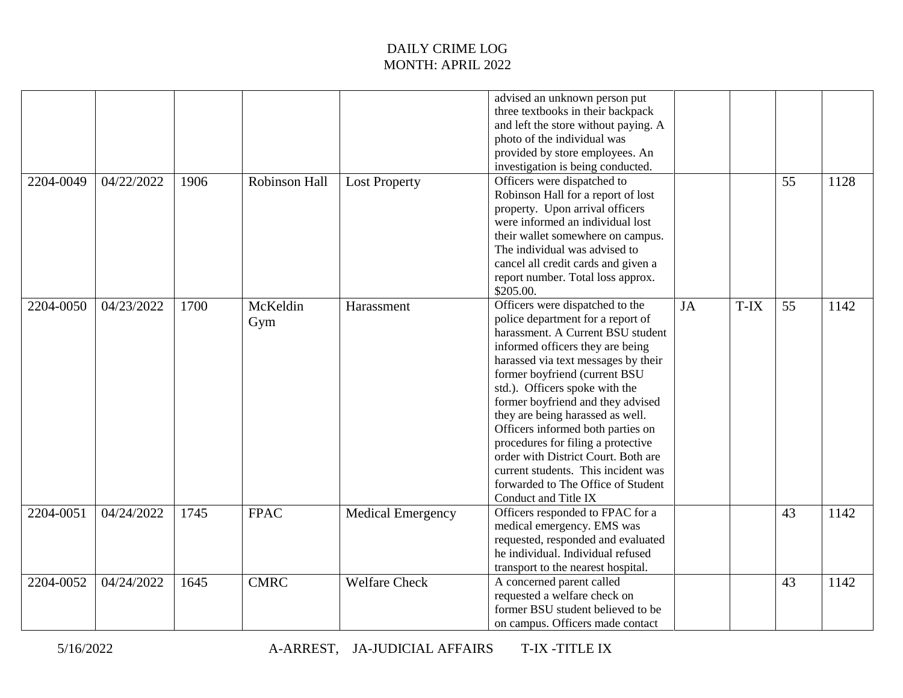DAILY CRIME LOG
MONTH: APRIL 2022

| | | | | | | | | | |
|---|---|---|---|---|---|---|---|---|---|
| | | | | | advised an unknown person put three textbooks in their backpack and left the store without paying. A photo of the individual was provided by store employees. An investigation is being conducted. | | | | |
| 2204-0049 | 04/22/2022 | 1906 | Robinson Hall | Lost Property | Officers were dispatched to Robinson Hall for a report of lost property. Upon arrival officers were informed an individual lost their wallet somewhere on campus. The individual was advised to cancel all credit cards and given a report number. Total loss approx. $205.00. | | | 55 | 1128 |
| 2204-0050 | 04/23/2022 | 1700 | McKeldin Gym | Harassment | Officers were dispatched to the police department for a report of harassment. A Current BSU student informed officers they are being harassed via text messages by their former boyfriend (current BSU std.). Officers spoke with the former boyfriend and they advised they are being harassed as well. Officers informed both parties on procedures for filing a protective order with District Court. Both are current students. This incident was forwarded to The Office of Student Conduct and Title IX | JA | T-IX | 55 | 1142 |
| 2204-0051 | 04/24/2022 | 1745 | FPAC | Medical Emergency | Officers responded to FPAC for a medical emergency. EMS was requested, responded and evaluated he individual. Individual refused transport to the nearest hospital. | | | 43 | 1142 |
| 2204-0052 | 04/24/2022 | 1645 | CMRC | Welfare Check | A concerned parent called requested a welfare check on former BSU student believed to be on campus. Officers made contact | | | 43 | 1142 |

5/16/2022 A-ARREST, JA-JUDICIAL AFFAIRS T-IX -TITLE IX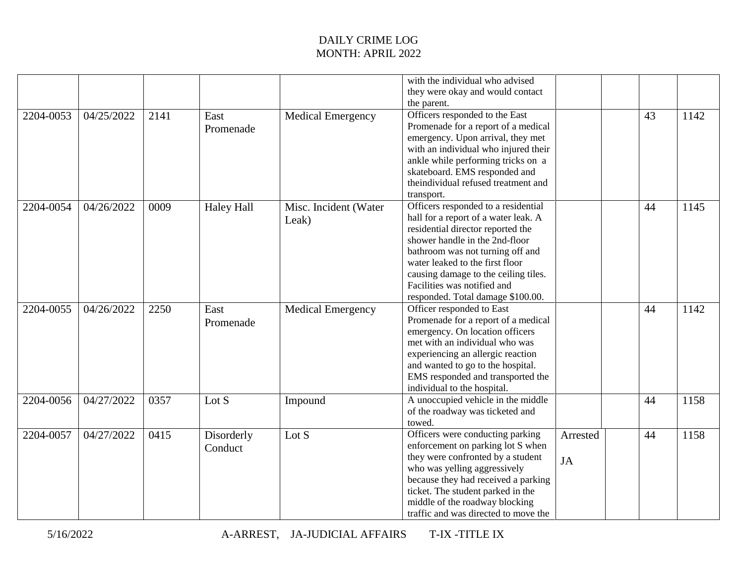# DAILY CRIME LOG
## MONTH: APRIL 2022

| | | | | | | | | | |
|---|---|---|---|---|---|---|---|---|---|
| | | | | | with the individual who advised they were okay and would contact the parent. | | | | |
| 2204-0053 | 04/25/2022 | 2141 | East Promenade | Medical Emergency | Officers responded to the East Promenade for a report of a medical emergency. Upon arrival, they met with an individual who injured their ankle while performing tricks on a skateboard. EMS responded and theindividual refused treatment and transport. | | | 43 | 1142 |
| 2204-0054 | 04/26/2022 | 0009 | Haley Hall | Misc. Incident (Water Leak) | Officers responded to a residential hall for a report of a water leak. A residential director reported the shower handle in the 2nd-floor bathroom was not turning off and water leaked to the first floor causing damage to the ceiling tiles. Facilities was notified and responded. Total damage $100.00. | | | 44 | 1145 |
| 2204-0055 | 04/26/2022 | 2250 | East Promenade | Medical Emergency | Officer responded to East Promenade for a report of a medical emergency. On location officers met with an individual who was experiencing an allergic reaction and wanted to go to the hospital. EMS responded and transported the individual to the hospital. | | | 44 | 1142 |
| 2204-0056 | 04/27/2022 | 0357 | Lot S | Impound | A unoccupied vehicle in the middle of the roadway was ticketed and towed. | | | 44 | 1158 |
| 2204-0057 | 04/27/2022 | 0415 | Disorderly Conduct | Lot S | Officers were conducting parking enforcement on parking lot S when they were confronted by a student who was yelling aggressively because they had received a parking ticket. The student parked in the middle of the roadway blocking traffic and was directed to move the | Arrested JA | | 44 | 1158 |

5/16/2022 A-ARREST, JA-JUDICIAL AFFAIRS T-IX -TITLE IX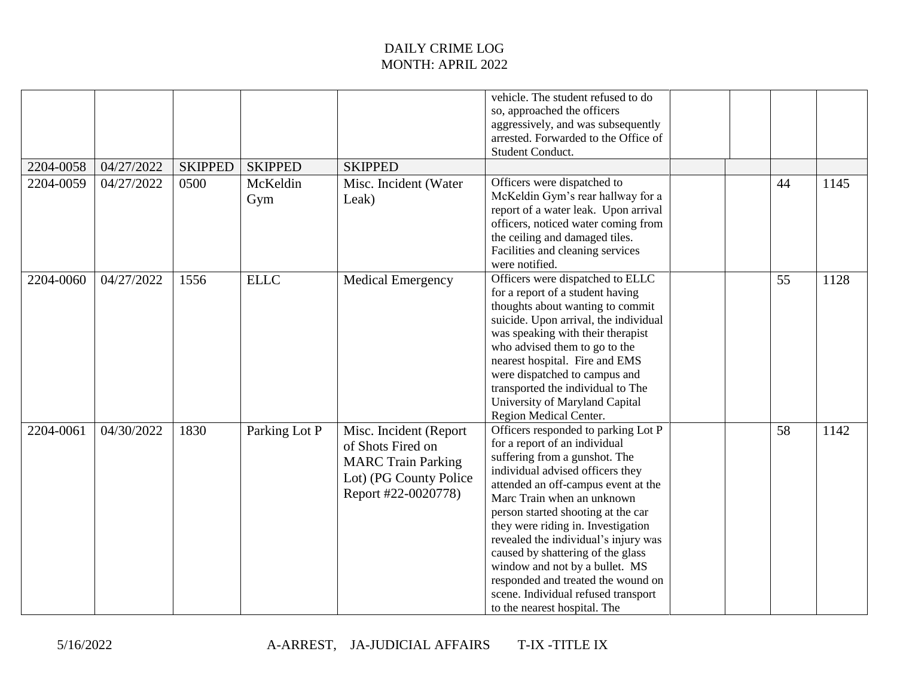# DAILY CRIME LOG
## MONTH: APRIL 2022

| | | | | | | | | | |
|---|---|---|---|---|---|---|---|---|---|
| | | | | | vehicle. The student refused to do so, approached the officers aggressively, and was subsequently arrested. Forwarded to the Office of Student Conduct. | | | | |
| 2204-0058 | 04/27/2022 | SKIPPED | SKIPPED | SKIPPED | | | | | |
| 2204-0059 | 04/27/2022 | 0500 | McKeldin Gym | Misc. Incident (Water Leak) | Officers were dispatched to McKeldin Gym's rear hallway for a report of a water leak. Upon arrival officers, noticed water coming from the ceiling and damaged tiles. Facilities and cleaning services were notified. | | | 44 | 1145 |
| 2204-0060 | 04/27/2022 | 1556 | ELLC | Medical Emergency | Officers were dispatched to ELLC for a report of a student having thoughts about wanting to commit suicide. Upon arrival, the individual was speaking with their therapist who advised them to go to the nearest hospital. Fire and EMS were dispatched to campus and transported the individual to The University of Maryland Capital Region Medical Center. | | | 55 | 1128 |
| 2204-0061 | 04/30/2022 | 1830 | Parking Lot P | Misc. Incident (Report of Shots Fired on MARC Train Parking Lot) (PG County Police Report #22-0020778) | Officers responded to parking Lot P for a report of an individual suffering from a gunshot. The individual advised officers they attended an off-campus event at the Marc Train when an unknown person started shooting at the car they were riding in. Investigation revealed the individual's injury was caused by shattering of the glass window and not by a bullet. MS responded and treated the wound on scene. Individual refused transport to the nearest hospital. The | | | 58 | 1142 |

5/16/2022 A-ARREST, JA-JUDICIAL AFFAIRS T-IX -TITLE IX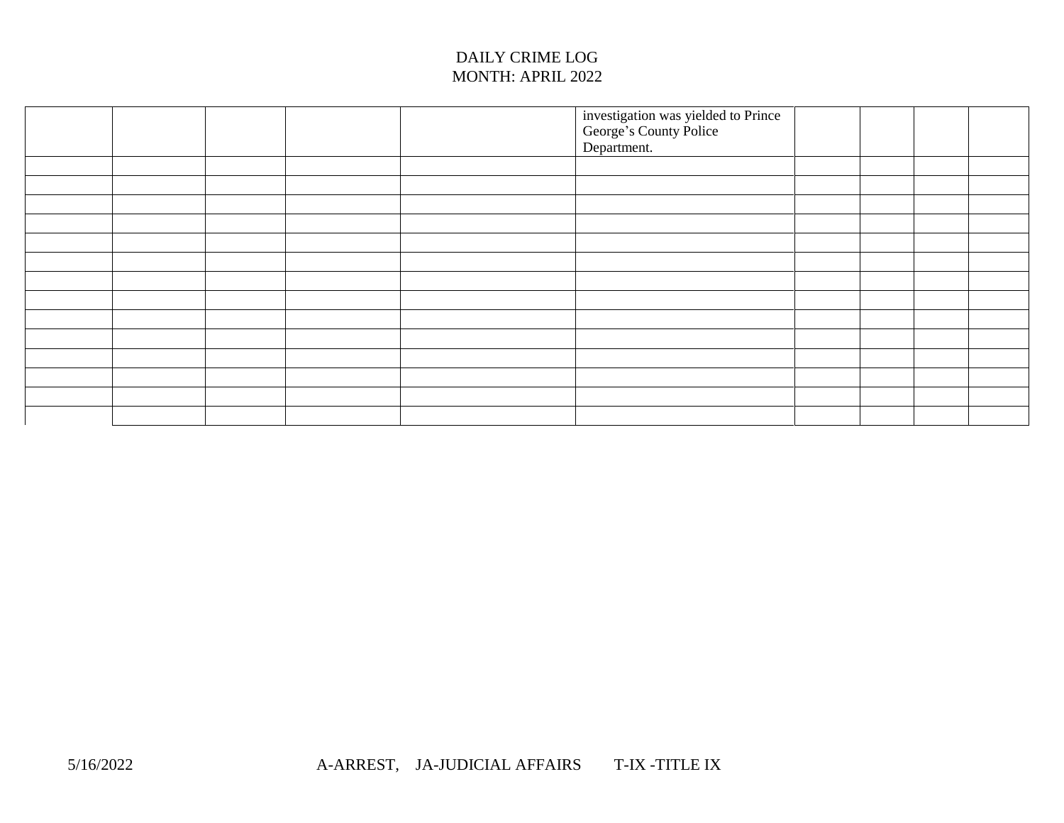DAILY CRIME LOG
MONTH: APRIL 2022

| | | | | | | | | | |
|---|---|---|---|---|---|---|---|---|---|
| | | | | | investigation was yielded to Prince George's County Police Department. | | | | |
| | | | | | | | | | |
| | | | | | | | | | |
| | | | | | | | | | |
| | | | | | | | | | |
| | | | | | | | | | |
| | | | | | | | | | |
| | | | | | | | | | |
| | | | | | | | | | |
| | | | | | | | | | |
| | | | | | | | | | |
| | | | | | | | | | |
| | | | | | | | | | |
| | | | | | | | | | |
| | | | | | | | | | |

5/16/2022 A-ARREST, JA-JUDICIAL AFFAIRS T-IX -TITLE IX